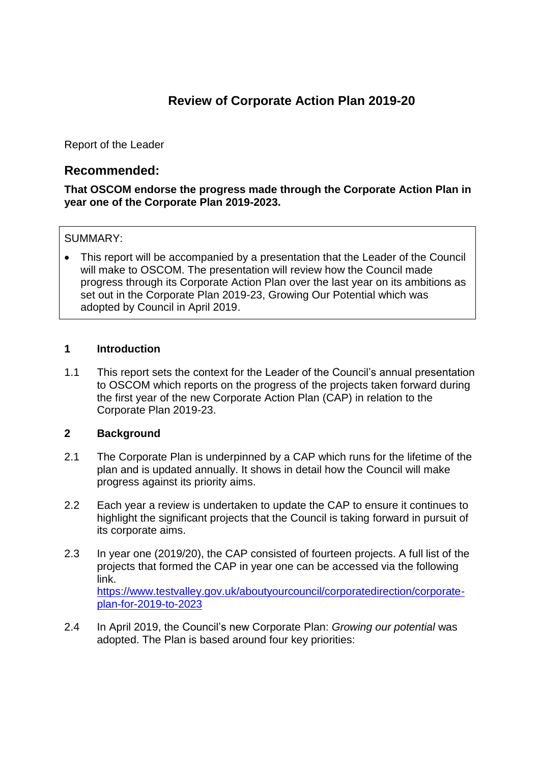# Review of Corporate Action Plan 2019-20

Report of the Leader

## Recommended:

**That OSCOM endorse the progress made through the Corporate Action Plan in year one of the Corporate Plan 2019-2023.**

SUMMARY:

- This report will be accompanied by a presentation that the Leader of the Council will make to OSCOM. The presentation will review how the Council made progress through its Corporate Action Plan over the last year on its ambitions as set out in the Corporate Plan 2019-23, Growing Our Potential which was adopted by Council in April 2019.

### 1 Introduction

1.1 This report sets the context for the Leader of the Council's annual presentation to OSCOM which reports on the progress of the projects taken forward during the first year of the new Corporate Action Plan (CAP) in relation to the Corporate Plan 2019-23.

### 2 Background

2.1 The Corporate Plan is underpinned by a CAP which runs for the lifetime of the plan and is updated annually. It shows in detail how the Council will make progress against its priority aims.

2.2 Each year a review is undertaken to update the CAP to ensure it continues to highlight the significant projects that the Council is taking forward in pursuit of its corporate aims.

2.3 In year one (2019/20), the CAP consisted of fourteen projects. A full list of the projects that formed the CAP in year one can be accessed via the following link. https://www.testvalley.gov.uk/aboutyourcouncil/corporatedirection/corporate-plan-for-2019-to-2023

2.4 In April 2019, the Council's new Corporate Plan: *Growing our potential* was adopted. The Plan is based around four key priorities: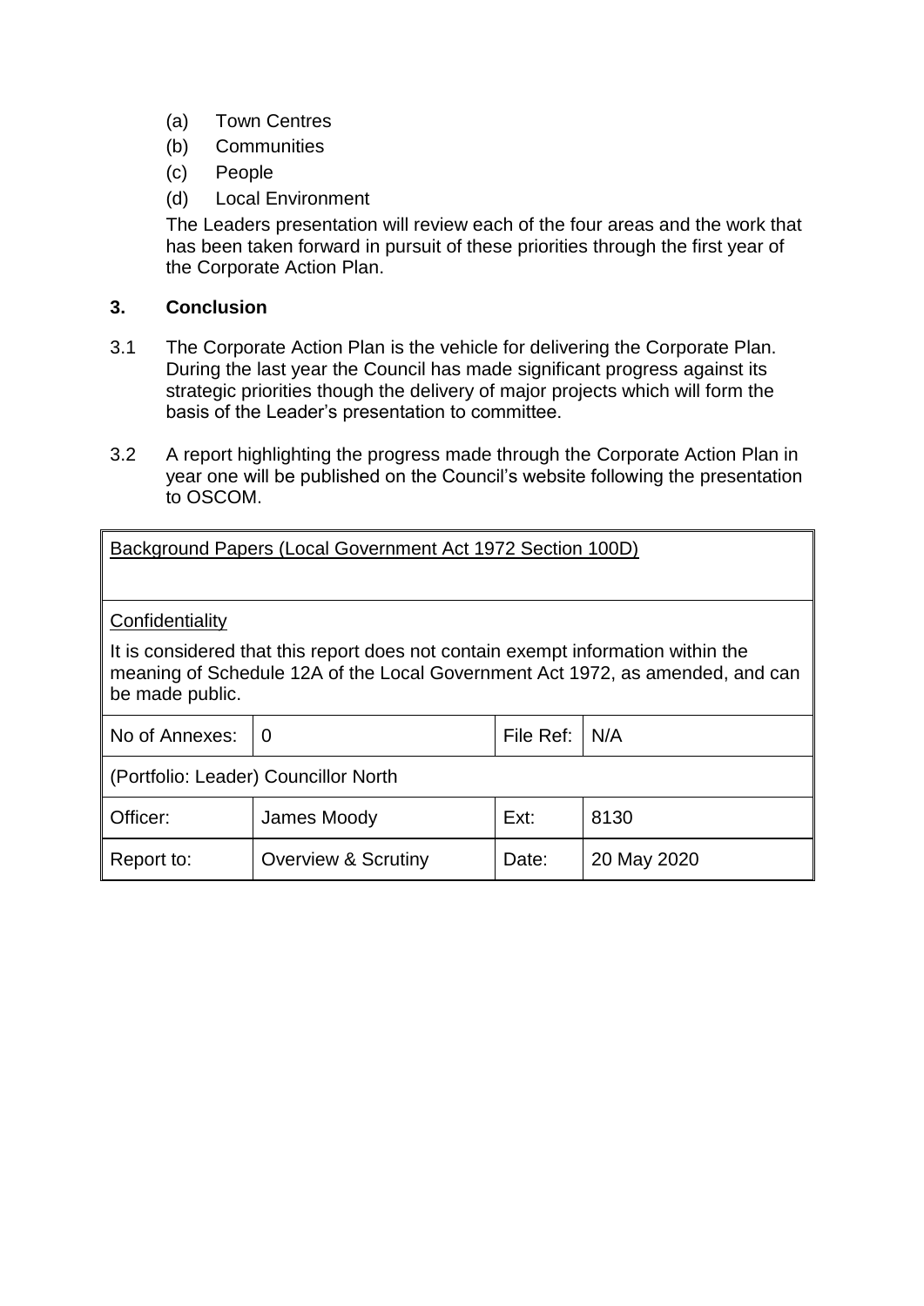(a) Town Centres
(b) Communities
(c) People
(d) Local Environment

The Leaders presentation will review each of the four areas and the work that has been taken forward in pursuit of these priorities through the first year of the Corporate Action Plan.

## 3. Conclusion

3.1 The Corporate Action Plan is the vehicle for delivering the Corporate Plan. During the last year the Council has made significant progress against its strategic priorities though the delivery of major projects which will form the basis of the Leader's presentation to committee.

3.2 A report highlighting the progress made through the Corporate Action Plan in year one will be published on the Council's website following the presentation to OSCOM.

| | | | |
|---|---|---|---|
| Background Papers (Local Government Act 1972 Section 100D) | | | |
| Confidentiality<br><br>It is considered that this report does not contain exempt information within the meaning of Schedule 12A of the Local Government Act 1972, as amended, and can be made public. | | | |
| No of Annexes: | 0 | File Ref: | N/A |
| (Portfolio: Leader) Councillor North | | | |
| Officer: | James Moody | Ext: | 8130 |
| Report to: | Overview & Scrutiny | Date: | 20 May 2020 |